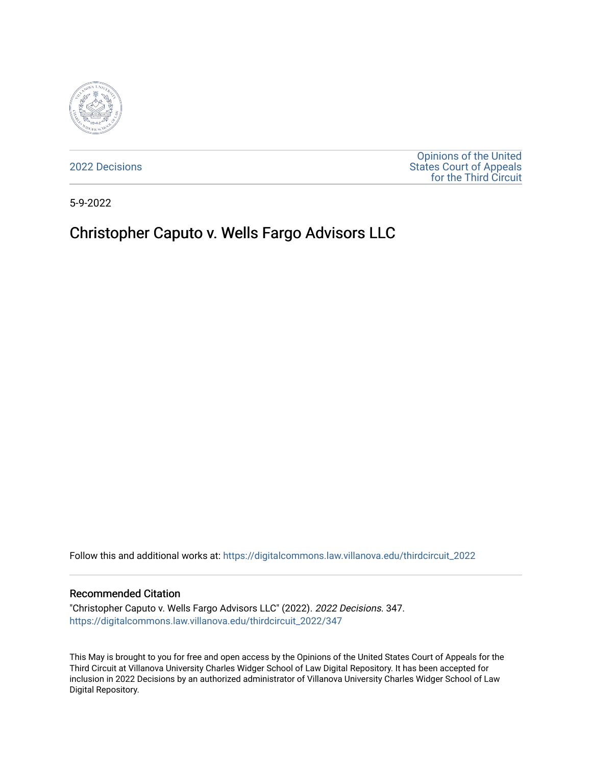2022 Decisions

Opinions of the United States Court of Appeals for the Third Circuit

5-9-2022

# Christopher Caputo v. Wells Fargo Advisors LLC

Follow this and additional works at: https://digitalcommons.law.villanova.edu/thirdcircuit_2022

## Recommended Citation

"Christopher Caputo v. Wells Fargo Advisors LLC" (2022). *2022 Decisions*. 347.
https://digitalcommons.law.villanova.edu/thirdcircuit_2022/347

This May is brought to you for free and open access by the Opinions of the United States Court of Appeals for the Third Circuit at Villanova University Charles Widger School of Law Digital Repository. It has been accepted for inclusion in 2022 Decisions by an authorized administrator of Villanova University Charles Widger School of Law Digital Repository.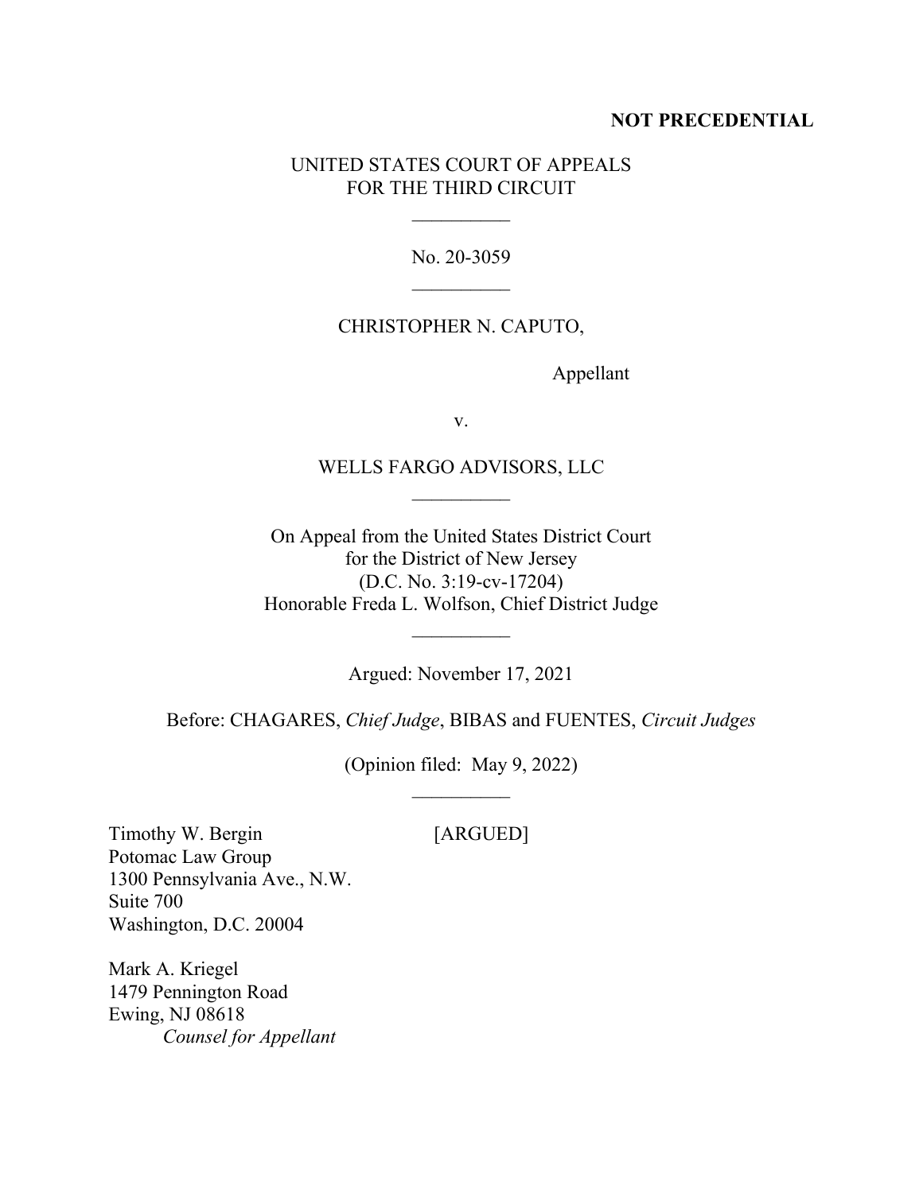**NOT PRECEDENTIAL**

UNITED STATES COURT OF APPEALS
FOR THE THIRD CIRCUIT

\_\_\_\_\_\_\_\_\_\_

No. 20-3059

\_\_\_\_\_\_\_\_\_\_

CHRISTOPHER N. CAPUTO,

Appellant

v.

WELLS FARGO ADVISORS, LLC

\_\_\_\_\_\_\_\_\_\_

On Appeal from the United States District Court
for the District of New Jersey
(D.C. No. 3:19-cv-17204)
Honorable Freda L. Wolfson, Chief District Judge

\_\_\_\_\_\_\_\_\_\_

Argued: November 17, 2021

Before: CHAGARES, *Chief Judge*, BIBAS and FUENTES, *Circuit Judges*

(Opinion filed: May 9, 2022)

\_\_\_\_\_\_\_\_\_\_

Timothy W. Bergin [ARGUED]
Potomac Law Group
1300 Pennsylvania Ave., N.W.
Suite 700
Washington, D.C. 20004

Mark A. Kriegel
1479 Pennington Road
Ewing, NJ 08618
*Counsel for Appellant*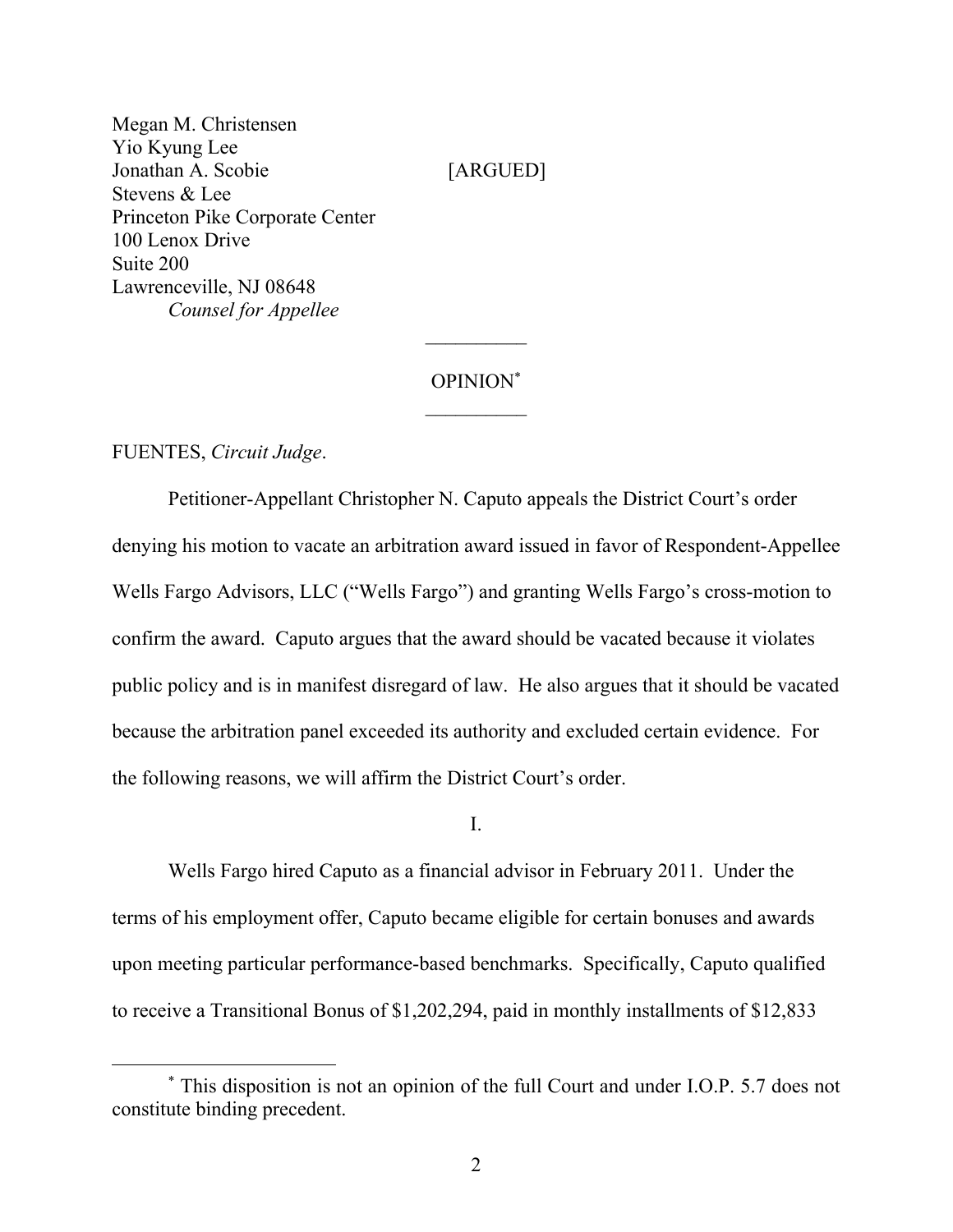Megan M. Christensen
Yio Kyung Lee
Jonathan A. Scobie [ARGUED]
Stevens & Lee
Princeton Pike Corporate Center
100 Lenox Drive
Suite 200
Lawrenceville, NJ 08648
*Counsel for Appellee*

---

OPINION[*]

---

FUENTES, *Circuit Judge*.

Petitioner-Appellant Christopher N. Caputo appeals the District Court's order denying his motion to vacate an arbitration award issued in favor of Respondent-Appellee Wells Fargo Advisors, LLC ("Wells Fargo") and granting Wells Fargo's cross-motion to confirm the award. Caputo argues that the award should be vacated because it violates public policy and is in manifest disregard of law. He also argues that it should be vacated because the arbitration panel exceeded its authority and excluded certain evidence. For the following reasons, we will affirm the District Court's order.

I.

Wells Fargo hired Caputo as a financial advisor in February 2011. Under the terms of his employment offer, Caputo became eligible for certain bonuses and awards upon meeting particular performance-based benchmarks. Specifically, Caputo qualified to receive a Transitional Bonus of $1,202,294, paid in monthly installments of $12,833

---

[*] This disposition is not an opinion of the full Court and under I.O.P. 5.7 does not constitute binding precedent.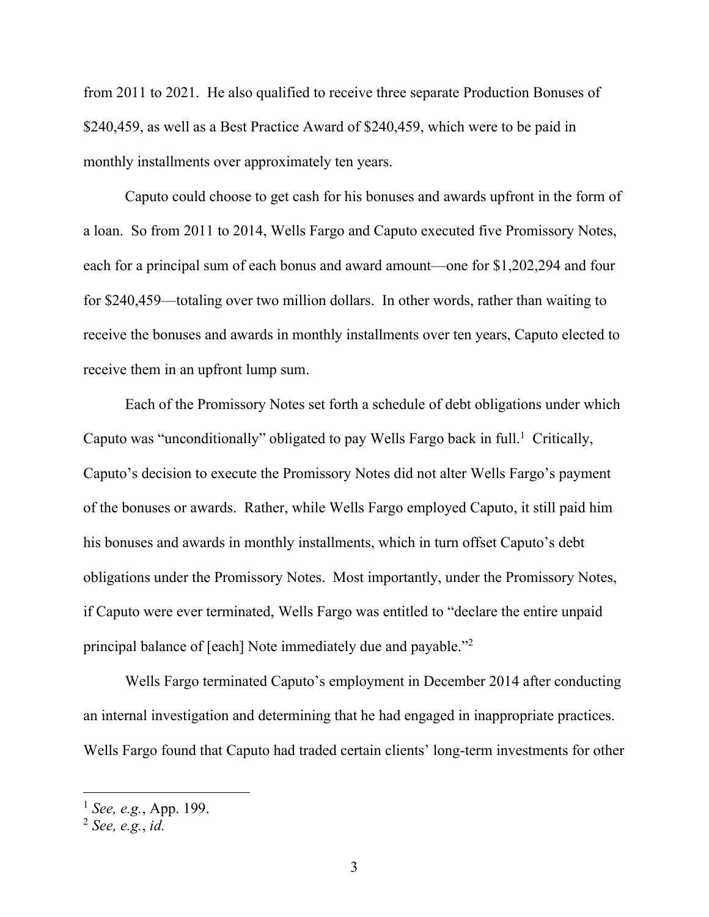from 2011 to 2021. He also qualified to receive three separate Production Bonuses of $240,459, as well as a Best Practice Award of $240,459, which were to be paid in monthly installments over approximately ten years.

Caputo could choose to get cash for his bonuses and awards upfront in the form of a loan. So from 2011 to 2014, Wells Fargo and Caputo executed five Promissory Notes, each for a principal sum of each bonus and award amount—one for $1,202,294 and four for $240,459—totaling over two million dollars. In other words, rather than waiting to receive the bonuses and awards in monthly installments over ten years, Caputo elected to receive them in an upfront lump sum.

Each of the Promissory Notes set forth a schedule of debt obligations under which Caputo was "unconditionally" obligated to pay Wells Fargo back in full.[1] Critically, Caputo's decision to execute the Promissory Notes did not alter Wells Fargo's payment of the bonuses or awards. Rather, while Wells Fargo employed Caputo, it still paid him his bonuses and awards in monthly installments, which in turn offset Caputo's debt obligations under the Promissory Notes. Most importantly, under the Promissory Notes, if Caputo were ever terminated, Wells Fargo was entitled to "declare the entire unpaid principal balance of [each] Note immediately due and payable."[2]

Wells Fargo terminated Caputo's employment in December 2014 after conducting an internal investigation and determining that he had engaged in inappropriate practices. Wells Fargo found that Caputo had traded certain clients' long-term investments for other

---

[1] *See, e.g.*, App. 199.

[2] *See, e.g.*, *id.*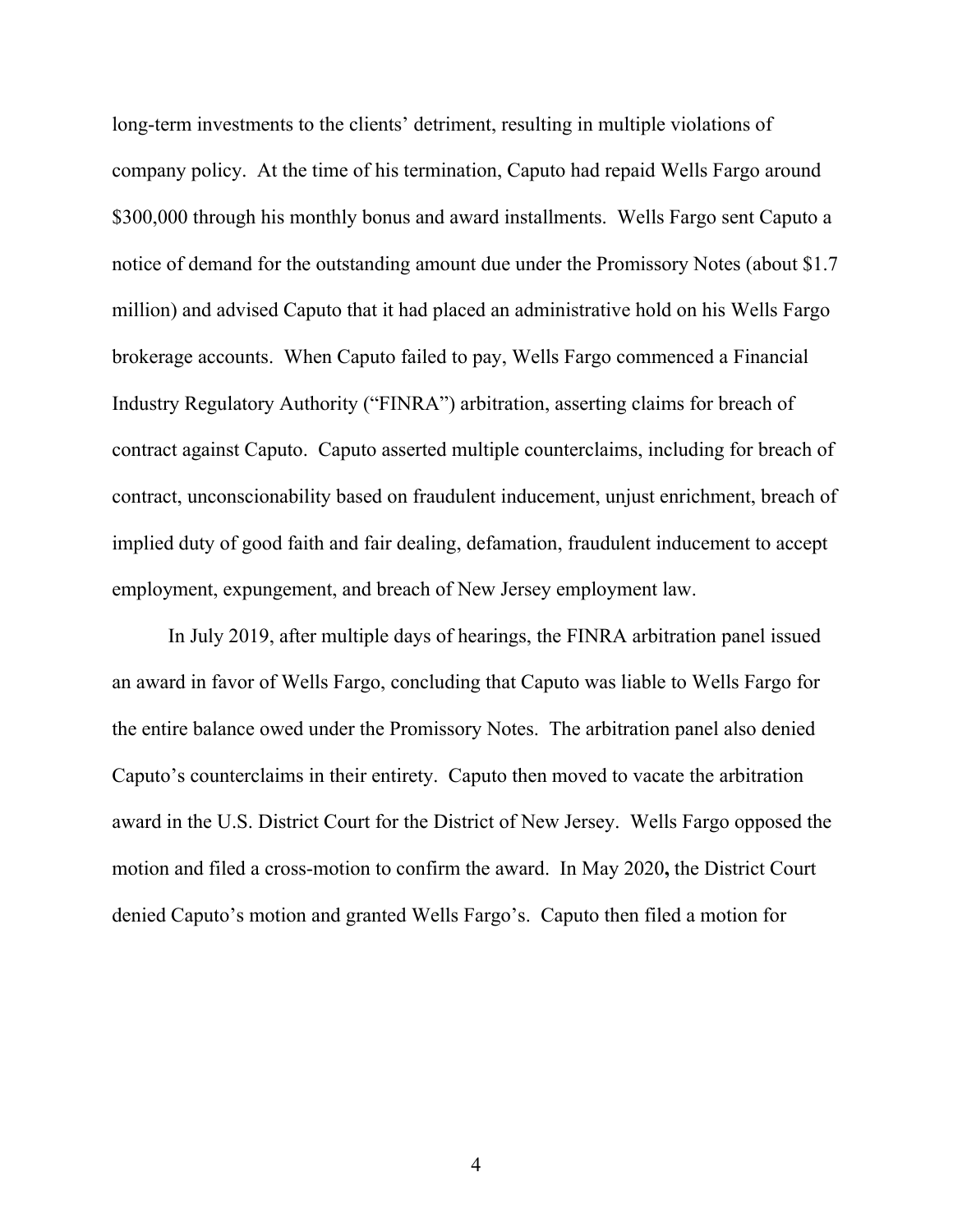long-term investments to the clients' detriment, resulting in multiple violations of company policy. At the time of his termination, Caputo had repaid Wells Fargo around $300,000 through his monthly bonus and award installments. Wells Fargo sent Caputo a notice of demand for the outstanding amount due under the Promissory Notes (about $1.7 million) and advised Caputo that it had placed an administrative hold on his Wells Fargo brokerage accounts. When Caputo failed to pay, Wells Fargo commenced a Financial Industry Regulatory Authority ("FINRA") arbitration, asserting claims for breach of contract against Caputo. Caputo asserted multiple counterclaims, including for breach of contract, unconscionability based on fraudulent inducement, unjust enrichment, breach of implied duty of good faith and fair dealing, defamation, fraudulent inducement to accept employment, expungement, and breach of New Jersey employment law.

In July 2019, after multiple days of hearings, the FINRA arbitration panel issued an award in favor of Wells Fargo, concluding that Caputo was liable to Wells Fargo for the entire balance owed under the Promissory Notes. The arbitration panel also denied Caputo's counterclaims in their entirety. Caputo then moved to vacate the arbitration award in the U.S. District Court for the District of New Jersey. Wells Fargo opposed the motion and filed a cross-motion to confirm the award. In May 2020**,** the District Court denied Caputo's motion and granted Wells Fargo's. Caputo then filed a motion for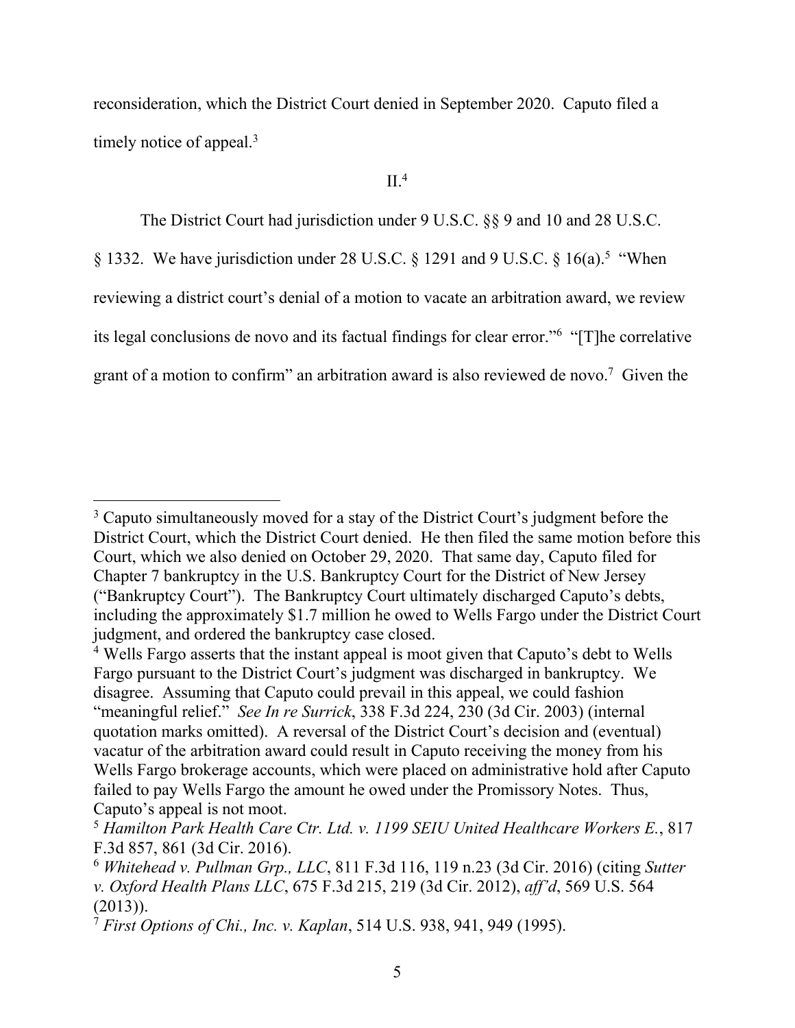reconsideration, which the District Court denied in September 2020. Caputo filed a timely notice of appeal.[3]

## II.[4]

The District Court had jurisdiction under 9 U.S.C. §§ 9 and 10 and 28 U.S.C. § 1332. We have jurisdiction under 28 U.S.C. § 1291 and 9 U.S.C. § 16(a).[5] "When reviewing a district court's denial of a motion to vacate an arbitration award, we review its legal conclusions de novo and its factual findings for clear error."[6] "[T]he correlative grant of a motion to confirm" an arbitration award is also reviewed de novo.[7] Given the

---

[3] Caputo simultaneously moved for a stay of the District Court's judgment before the District Court, which the District Court denied. He then filed the same motion before this Court, which we also denied on October 29, 2020. That same day, Caputo filed for Chapter 7 bankruptcy in the U.S. Bankruptcy Court for the District of New Jersey ("Bankruptcy Court"). The Bankruptcy Court ultimately discharged Caputo's debts, including the approximately $1.7 million he owed to Wells Fargo under the District Court judgment, and ordered the bankruptcy case closed.

[4] Wells Fargo asserts that the instant appeal is moot given that Caputo's debt to Wells Fargo pursuant to the District Court's judgment was discharged in bankruptcy. We disagree. Assuming that Caputo could prevail in this appeal, we could fashion "meaningful relief." *See In re Surrick*, 338 F.3d 224, 230 (3d Cir. 2003) (internal quotation marks omitted). A reversal of the District Court's decision and (eventual) vacatur of the arbitration award could result in Caputo receiving the money from his Wells Fargo brokerage accounts, which were placed on administrative hold after Caputo failed to pay Wells Fargo the amount he owed under the Promissory Notes. Thus, Caputo's appeal is not moot.

[5] *Hamilton Park Health Care Ctr. Ltd. v. 1199 SEIU United Healthcare Workers E.*, 817 F.3d 857, 861 (3d Cir. 2016).

[6] *Whitehead v. Pullman Grp., LLC*, 811 F.3d 116, 119 n.23 (3d Cir. 2016) (citing *Sutter v. Oxford Health Plans LLC*, 675 F.3d 215, 219 (3d Cir. 2012), *aff'd*, 569 U.S. 564 (2013)).

[7] *First Options of Chi., Inc. v. Kaplan*, 514 U.S. 938, 941, 949 (1995).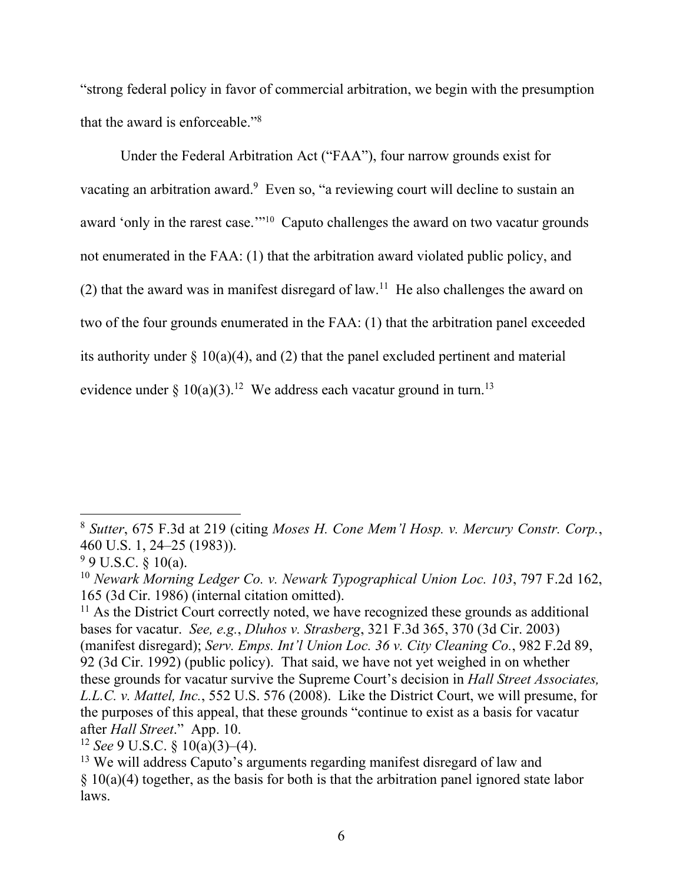"strong federal policy in favor of commercial arbitration, we begin with the presumption that the award is enforceable."[8]

Under the Federal Arbitration Act ("FAA"), four narrow grounds exist for vacating an arbitration award.[9] Even so, "a reviewing court will decline to sustain an award 'only in the rarest case.'"[10] Caputo challenges the award on two vacatur grounds not enumerated in the FAA: (1) that the arbitration award violated public policy, and (2) that the award was in manifest disregard of law.[11] He also challenges the award on two of the four grounds enumerated in the FAA: (1) that the arbitration panel exceeded its authority under § 10(a)(4), and (2) that the panel excluded pertinent and material evidence under § 10(a)(3).[12] We address each vacatur ground in turn.[13]

---

[8] *Sutter*, 675 F.3d at 219 (citing *Moses H. Cone Mem'l Hosp. v. Mercury Constr. Corp.*, 460 U.S. 1, 24–25 (1983)).

[9] 9 U.S.C. § 10(a).

[10] *Newark Morning Ledger Co. v. Newark Typographical Union Loc. 103*, 797 F.2d 162, 165 (3d Cir. 1986) (internal citation omitted).

[11] As the District Court correctly noted, we have recognized these grounds as additional bases for vacatur. *See, e.g.*, *Dluhos v. Strasberg*, 321 F.3d 365, 370 (3d Cir. 2003) (manifest disregard); *Serv. Emps. Int'l Union Loc. 36 v. City Cleaning Co.*, 982 F.2d 89, 92 (3d Cir. 1992) (public policy). That said, we have not yet weighed in on whether these grounds for vacatur survive the Supreme Court's decision in *Hall Street Associates, L.L.C. v. Mattel, Inc.*, 552 U.S. 576 (2008). Like the District Court, we will presume, for the purposes of this appeal, that these grounds "continue to exist as a basis for vacatur after *Hall Street*." App. 10.

[12] *See* 9 U.S.C. § 10(a)(3)–(4).

[13] We will address Caputo's arguments regarding manifest disregard of law and § 10(a)(4) together, as the basis for both is that the arbitration panel ignored state labor laws.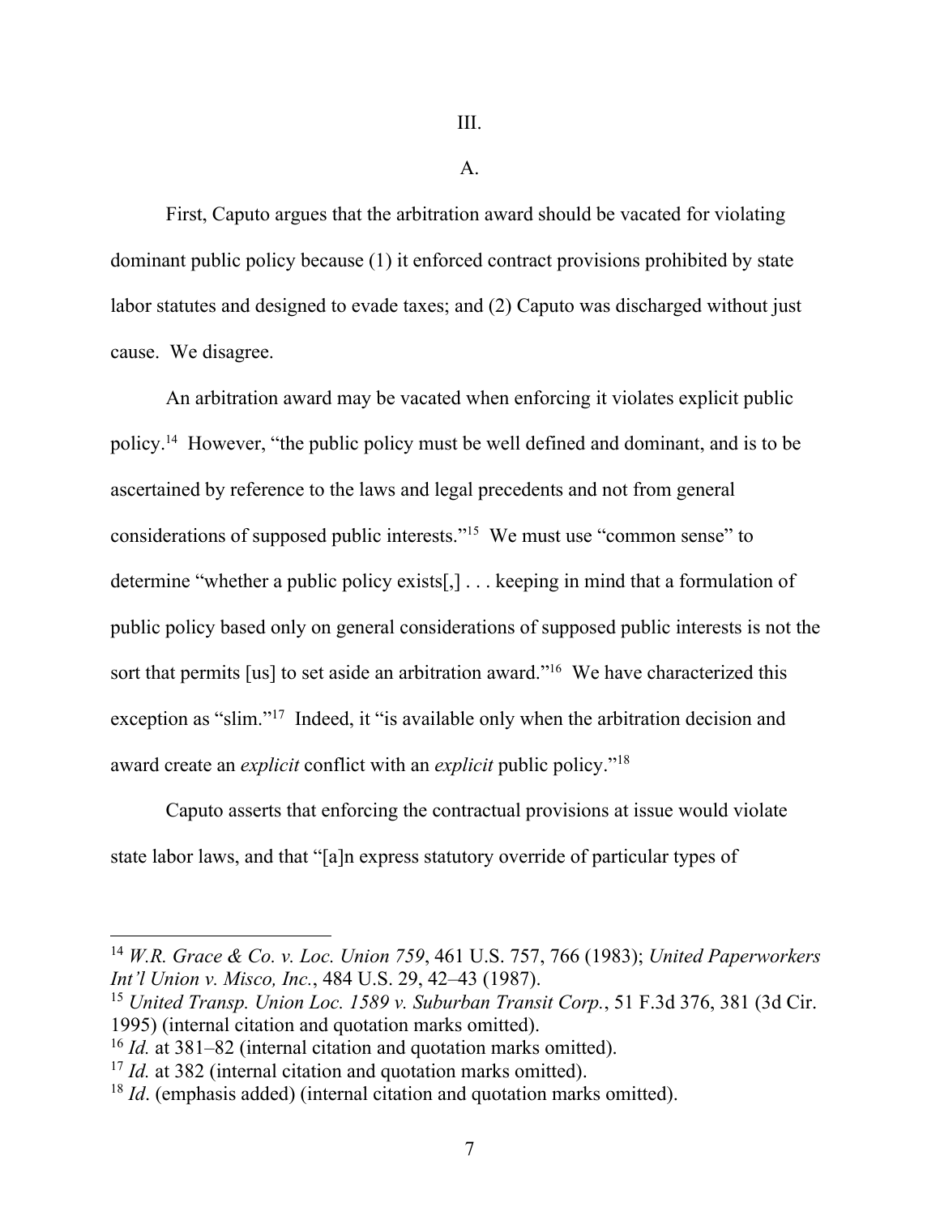III.

A.

First, Caputo argues that the arbitration award should be vacated for violating dominant public policy because (1) it enforced contract provisions prohibited by state labor statutes and designed to evade taxes; and (2) Caputo was discharged without just cause. We disagree.

An arbitration award may be vacated when enforcing it violates explicit public policy.[14] However, "the public policy must be well defined and dominant, and is to be ascertained by reference to the laws and legal precedents and not from general considerations of supposed public interests."[15] We must use "common sense" to determine "whether a public policy exists[,] . . . keeping in mind that a formulation of public policy based only on general considerations of supposed public interests is not the sort that permits [us] to set aside an arbitration award."[16] We have characterized this exception as "slim."[17] Indeed, it "is available only when the arbitration decision and award create an *explicit* conflict with an *explicit* public policy."[18]

Caputo asserts that enforcing the contractual provisions at issue would violate state labor laws, and that "[a]n express statutory override of particular types of

---

[14] *W.R. Grace & Co. v. Loc. Union 759*, 461 U.S. 757, 766 (1983); *United Paperworkers Int'l Union v. Misco, Inc.*, 484 U.S. 29, 42–43 (1987).

[15] *United Transp. Union Loc. 1589 v. Suburban Transit Corp.*, 51 F.3d 376, 381 (3d Cir. 1995) (internal citation and quotation marks omitted).

[16] *Id.* at 381–82 (internal citation and quotation marks omitted).

[17] *Id.* at 382 (internal citation and quotation marks omitted).

[18] *Id*. (emphasis added) (internal citation and quotation marks omitted).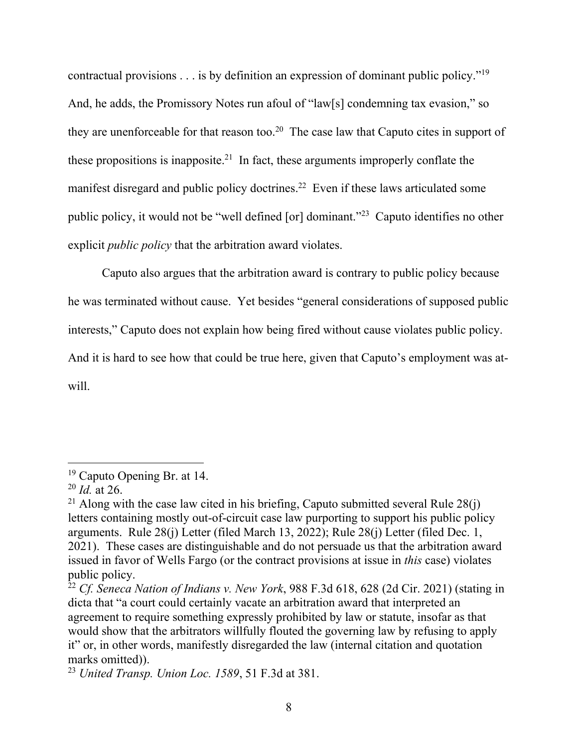contractual provisions . . . is by definition an expression of dominant public policy."[19] And, he adds, the Promissory Notes run afoul of "law[s] condemning tax evasion," so they are unenforceable for that reason too.[20] The case law that Caputo cites in support of these propositions is inapposite.[21] In fact, these arguments improperly conflate the manifest disregard and public policy doctrines.[22] Even if these laws articulated some public policy, it would not be "well defined [or] dominant."[23] Caputo identifies no other explicit *public policy* that the arbitration award violates.

Caputo also argues that the arbitration award is contrary to public policy because he was terminated without cause. Yet besides "general considerations of supposed public interests," Caputo does not explain how being fired without cause violates public policy. And it is hard to see how that could be true here, given that Caputo's employment was at-will.

---

[19] Caputo Opening Br. at 14.

[20] *Id.* at 26.

[21] Along with the case law cited in his briefing, Caputo submitted several Rule 28(j) letters containing mostly out-of-circuit case law purporting to support his public policy arguments. Rule 28(j) Letter (filed March 13, 2022); Rule 28(j) Letter (filed Dec. 1, 2021). These cases are distinguishable and do not persuade us that the arbitration award issued in favor of Wells Fargo (or the contract provisions at issue in *this* case) violates public policy.

[22] *Cf. Seneca Nation of Indians v. New York*, 988 F.3d 618, 628 (2d Cir. 2021) (stating in dicta that "a court could certainly vacate an arbitration award that interpreted an agreement to require something expressly prohibited by law or statute, insofar as that would show that the arbitrators willfully flouted the governing law by refusing to apply it" or, in other words, manifestly disregarded the law (internal citation and quotation marks omitted)).

[23] *United Transp. Union Loc. 1589*, 51 F.3d at 381.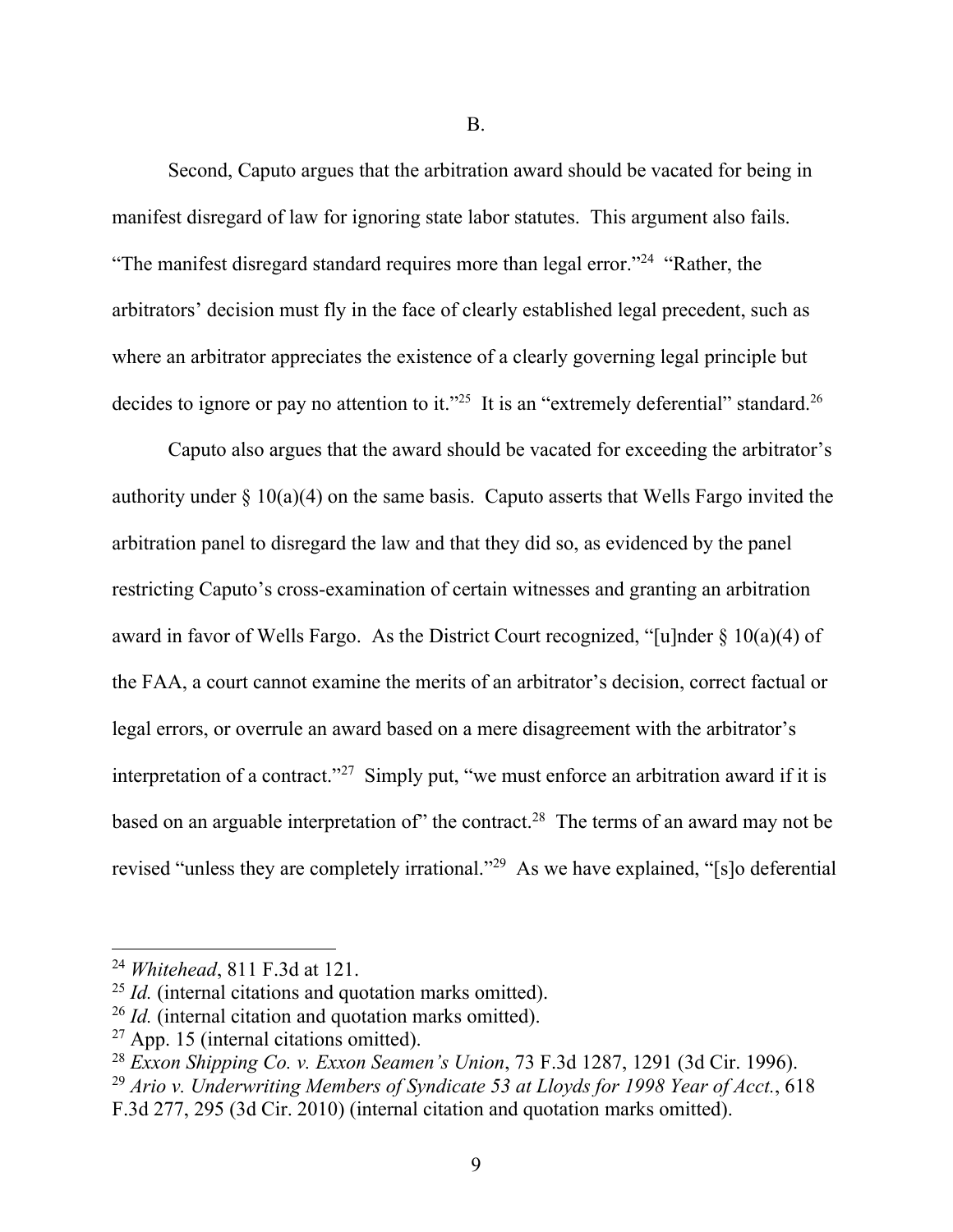B.

Second, Caputo argues that the arbitration award should be vacated for being in manifest disregard of law for ignoring state labor statutes. This argument also fails. "The manifest disregard standard requires more than legal error."[24] "Rather, the arbitrators' decision must fly in the face of clearly established legal precedent, such as where an arbitrator appreciates the existence of a clearly governing legal principle but decides to ignore or pay no attention to it."[25] It is an "extremely deferential" standard.[26]

Caputo also argues that the award should be vacated for exceeding the arbitrator's authority under § 10(a)(4) on the same basis. Caputo asserts that Wells Fargo invited the arbitration panel to disregard the law and that they did so, as evidenced by the panel restricting Caputo's cross-examination of certain witnesses and granting an arbitration award in favor of Wells Fargo. As the District Court recognized, "[u]nder § 10(a)(4) of the FAA, a court cannot examine the merits of an arbitrator's decision, correct factual or legal errors, or overrule an award based on a mere disagreement with the arbitrator's interpretation of a contract."[27] Simply put, "we must enforce an arbitration award if it is based on an arguable interpretation of" the contract.[28] The terms of an award may not be revised "unless they are completely irrational."[29] As we have explained, "[s]o deferential

---

[24] *Whitehead*, 811 F.3d at 121.

[25] *Id.* (internal citations and quotation marks omitted).

[26] *Id.* (internal citation and quotation marks omitted).

[27] App. 15 (internal citations omitted).

[28] *Exxon Shipping Co. v. Exxon Seamen's Union*, 73 F.3d 1287, 1291 (3d Cir. 1996).

[29] *Ario v. Underwriting Members of Syndicate 53 at Lloyds for 1998 Year of Acct.*, 618 F.3d 277, 295 (3d Cir. 2010) (internal citation and quotation marks omitted).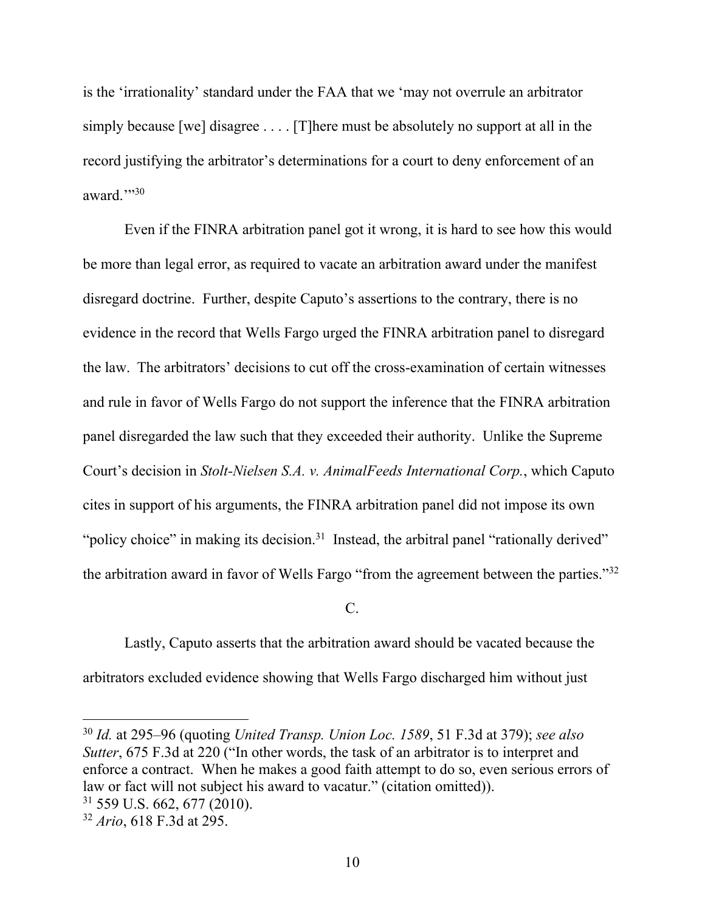is the 'irrationality' standard under the FAA that we 'may not overrule an arbitrator simply because [we] disagree . . . . [T]here must be absolutely no support at all in the record justifying the arbitrator's determinations for a court to deny enforcement of an award.'"[30]

Even if the FINRA arbitration panel got it wrong, it is hard to see how this would be more than legal error, as required to vacate an arbitration award under the manifest disregard doctrine. Further, despite Caputo's assertions to the contrary, there is no evidence in the record that Wells Fargo urged the FINRA arbitration panel to disregard the law. The arbitrators' decisions to cut off the cross-examination of certain witnesses and rule in favor of Wells Fargo do not support the inference that the FINRA arbitration panel disregarded the law such that they exceeded their authority. Unlike the Supreme Court's decision in *Stolt-Nielsen S.A. v. AnimalFeeds International Corp.*, which Caputo cites in support of his arguments, the FINRA arbitration panel did not impose its own "policy choice" in making its decision.[31] Instead, the arbitral panel "rationally derived" the arbitration award in favor of Wells Fargo "from the agreement between the parties."[32]

C.

Lastly, Caputo asserts that the arbitration award should be vacated because the arbitrators excluded evidence showing that Wells Fargo discharged him without just

---

[30] *Id.* at 295–96 (quoting *United Transp. Union Loc. 1589*, 51 F.3d at 379); *see also Sutter*, 675 F.3d at 220 ("In other words, the task of an arbitrator is to interpret and enforce a contract. When he makes a good faith attempt to do so, even serious errors of law or fact will not subject his award to vacatur." (citation omitted)).

[31] 559 U.S. 662, 677 (2010).

[32] *Ario*, 618 F.3d at 295.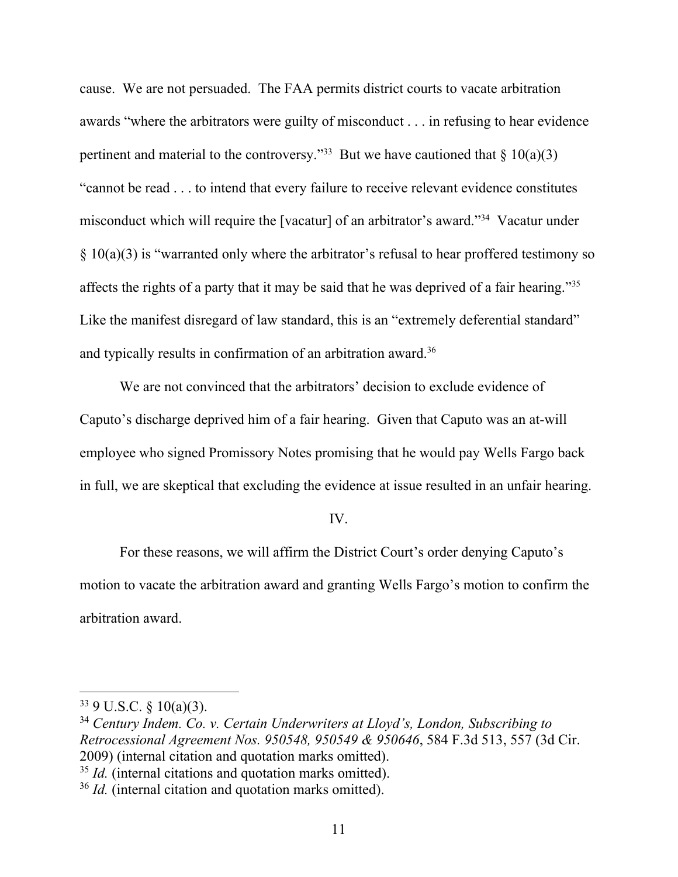cause. We are not persuaded. The FAA permits district courts to vacate arbitration awards "where the arbitrators were guilty of misconduct . . . in refusing to hear evidence pertinent and material to the controversy."[33] But we have cautioned that § 10(a)(3) "cannot be read . . . to intend that every failure to receive relevant evidence constitutes misconduct which will require the [vacatur] of an arbitrator's award."[34] Vacatur under § 10(a)(3) is "warranted only where the arbitrator's refusal to hear proffered testimony so affects the rights of a party that it may be said that he was deprived of a fair hearing."[35] Like the manifest disregard of law standard, this is an "extremely deferential standard" and typically results in confirmation of an arbitration award.[36]

We are not convinced that the arbitrators' decision to exclude evidence of Caputo's discharge deprived him of a fair hearing. Given that Caputo was an at-will employee who signed Promissory Notes promising that he would pay Wells Fargo back in full, we are skeptical that excluding the evidence at issue resulted in an unfair hearing.

## IV.

For these reasons, we will affirm the District Court's order denying Caputo's motion to vacate the arbitration award and granting Wells Fargo's motion to confirm the arbitration award.

---

[33] 9 U.S.C. § 10(a)(3).

[34] *Century Indem. Co. v. Certain Underwriters at Lloyd's, London, Subscribing to Retrocessional Agreement Nos. 950548, 950549 & 950646*, 584 F.3d 513, 557 (3d Cir. 2009) (internal citation and quotation marks omitted).

[35] *Id.* (internal citations and quotation marks omitted).

[36] *Id.* (internal citation and quotation marks omitted).